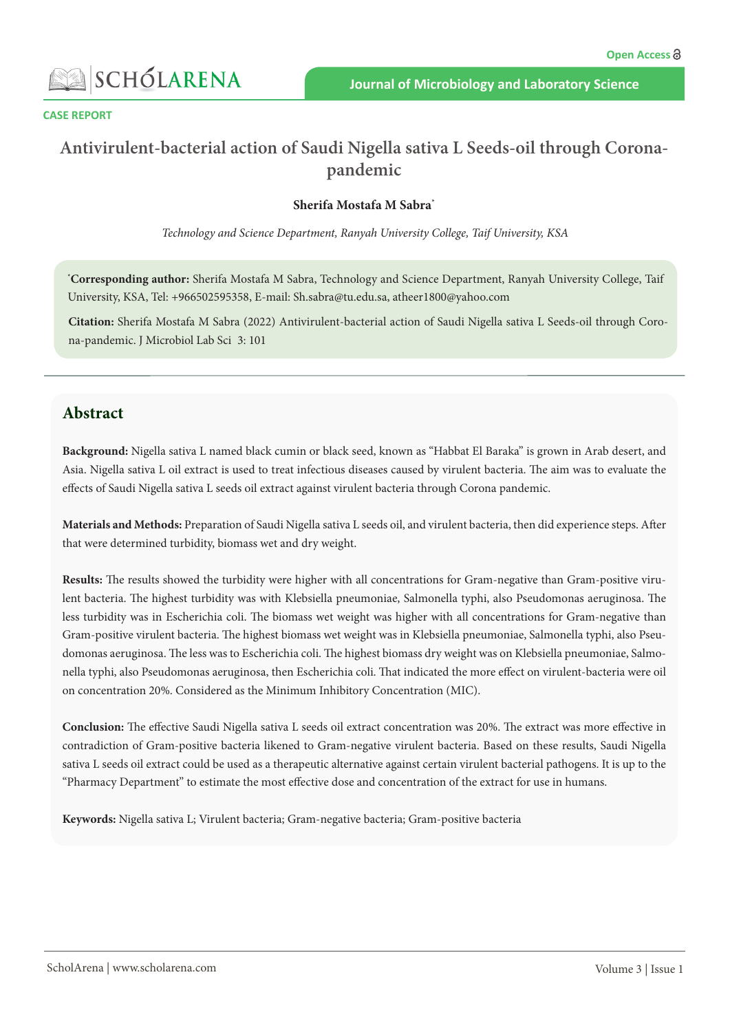CASE REPORT

# Antivirulent-bacterial action of Saudi Nigella sativa L Seeds-oil through Corona-pandemic

**Sherifa Mostafa M Sabra***

*Technology and Science Department, Ranyah University College, Taif University, KSA*

***Corresponding author:** Sherifa Mostafa M Sabra, Technology and Science Department, Ranyah University College, Taif University, KSA, Tel: +966502595358, E-mail: Sh.sabra@tu.edu.sa, atheer1800@yahoo.com

**Citation:** Sherifa Mostafa M Sabra (2022) Antivirulent-bacterial action of Saudi Nigella sativa L Seeds-oil through Corona-pandemic. J Microbiol Lab Sci 3: 101

## Abstract

**Background:** Nigella sativa L named black cumin or black seed, known as "Habbat El Baraka" is grown in Arab desert, and Asia. Nigella sativa L oil extract is used to treat infectious diseases caused by virulent bacteria. The aim was to evaluate the effects of Saudi Nigella sativa L seeds oil extract against virulent bacteria through Corona pandemic.

**Materials and Methods:** Preparation of Saudi Nigella sativa L seeds oil, and virulent bacteria, then did experience steps. After that were determined turbidity, biomass wet and dry weight.

**Results:** The results showed the turbidity were higher with all concentrations for Gram-negative than Gram-positive virulent bacteria. The highest turbidity was with Klebsiella pneumoniae, Salmonella typhi, also Pseudomonas aeruginosa. The less turbidity was in Escherichia coli. The biomass wet weight was higher with all concentrations for Gram-negative than Gram-positive virulent bacteria. The highest biomass wet weight was in Klebsiella pneumoniae, Salmonella typhi, also Pseudomonas aeruginosa. The less was to Escherichia coli. The highest biomass dry weight was on Klebsiella pneumoniae, Salmonella typhi, also Pseudomonas aeruginosa, then Escherichia coli. That indicated the more effect on virulent-bacteria were oil on concentration 20%. Considered as the Minimum Inhibitory Concentration (MIC).

**Conclusion:** The effective Saudi Nigella sativa L seeds oil extract concentration was 20%. The extract was more effective in contradiction of Gram-positive bacteria likened to Gram-negative virulent bacteria. Based on these results, Saudi Nigella sativa L seeds oil extract could be used as a therapeutic alternative against certain virulent bacterial pathogens. It is up to the "Pharmacy Department" to estimate the most effective dose and concentration of the extract for use in humans.

**Keywords:** Nigella sativa L; Virulent bacteria; Gram-negative bacteria; Gram-positive bacteria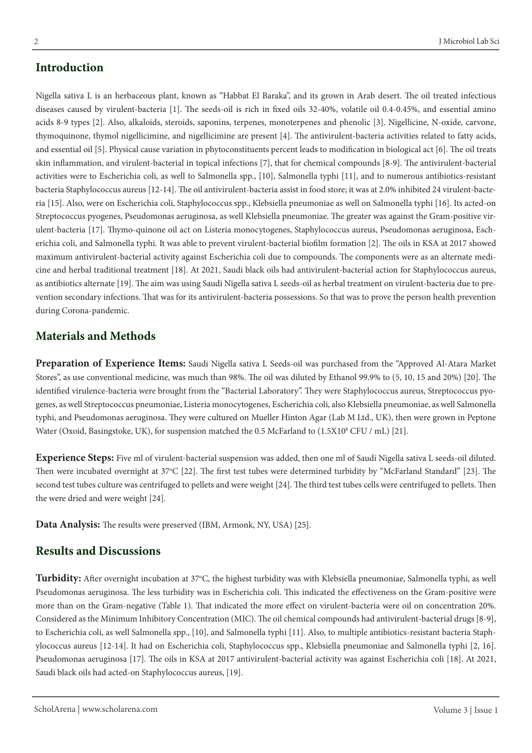## Introduction

Nigella sativa L is an herbaceous plant, known as "Habbat El Baraka", and its grown in Arab desert. The oil treated infectious diseases caused by virulent-bacteria [1]. The seeds-oil is rich in fixed oils 32-40%, volatile oil 0.4-0.45%, and essential amino acids 8-9 types [2]. Also, alkaloids, steroids, saponins, terpenes, monoterpenes and phenolic [3]. Nigellicine, N-oxide, carvone, thymoquinone, thymol nigellicimine, and nigellicimine are present [4]. The antivirulent-bacteria activities related to fatty acids, and essential oil [5]. Physical cause variation in phytoconstituents percent leads to modification in biological act [6]. The oil treats skin inflammation, and virulent-bacterial in topical infections [7], that for chemical compounds [8-9]. The antivirulent-bacterial activities were to Escherichia coli, as well to Salmonella spp., [10], Salmonella typhi [11], and to numerous antibiotics-resistant bacteria Staphylococcus aureus [12-14]. The oil antivirulent-bacteria assist in food store; it was at 2.0% inhibited 24 virulent-bacteria [15]. Also, were on Escherichia coli, Staphylococcus spp., Klebsiella pneumoniae as well on Salmonella typhi [16]. Its acted-on Streptococcus pyogenes, Pseudomonas aeruginosa, as well Klebsiella pneumoniae. The greater was against the Gram-positive virulent-bacteria [17]. Thymo-quinone oil act on Listeria monocytogenes, Staphylococcus aureus, Pseudomonas aeruginosa, Escherichia coli, and Salmonella typhi. It was able to prevent virulent-bacterial biofilm formation [2]. The oils in KSA at 2017 showed maximum antivirulent-bacterial activity against Escherichia coli due to compounds. The components were as an alternate medicine and herbal traditional treatment [18]. At 2021, Saudi black oils had antivirulent-bacterial action for Staphylococcus aureus, as antibiotics alternate [19]. The aim was using Saudi Nigella sativa L seeds-oil as herbal treatment on virulent-bacteria due to prevention secondary infections. That was for its antivirulent-bacteria possessions. So that was to prove the person health prevention during Corona-pandemic.

## Materials and Methods

**Preparation of Experience Items:** Saudi Nigella sativa L Seeds-oil was purchased from the "Approved Al-Atara Market Stores", as use conventional medicine, was much than 98%. The oil was diluted by Ethanol 99.9% to (5, 10, 15 and 20%) [20]. The identified virulence-bacteria were brought from the "Bacterial Laboratory". They were Staphylococcus aureus, Streptococcus pyogenes, as well Streptococcus pneumoniae, Listeria monocytogenes, Escherichia coli, also Klebsiella pneumoniae, as well Salmonella typhi, and Pseudomonas aeruginosa. They were cultured on Mueller Hinton Agar (Lab M Ltd., UK), then were grown in Peptone Water (Oxoid, Basingstoke, UK), for suspension matched the 0.5 McFarland to ($1.5X10^8$ CFU / mL) [21].

**Experience Steps:** Five ml of virulent-bacterial suspension was added, then one ml of Saudi Nigella sativa L seeds-oil diluted. Then were incubated overnight at 37°C [22]. The first test tubes were determined turbidity by "McFarland Standard" [23]. The second test tubes culture was centrifuged to pellets and were weight [24]. The third test tubes cells were centrifuged to pellets. Then the were dried and were weight [24].

**Data Analysis:** The results were preserved (IBM, Armonk, NY, USA) [25].

## Results and Discussions

**Turbidity:** After overnight incubation at 37°C, the highest turbidity was with Klebsiella pneumoniae, Salmonella typhi, as well Pseudomonas aeruginosa. The less turbidity was in Escherichia coli. This indicated the effectiveness on the Gram-positive were more than on the Gram-negative (Table 1). That indicated the more effect on virulent-bacteria were oil on concentration 20%. Considered as the Minimum Inhibitory Concentration (MIC). The oil chemical compounds had antivirulent-bacterial drugs [8-9], to Escherichia coli, as well Salmonella spp., [10], and Salmonella typhi [11]. Also, to multiple antibiotics-resistant bacteria Staphylococcus aureus [12-14]. It had on Escherichia coli, Staphylococcus spp., Klebsiella pneumoniae and Salmonella typhi [2, 16]. Pseudomonas aeruginosa [17]. The oils in KSA at 2017 antivirulent-bacterial activity was against Escherichia coli [18]. At 2021, Saudi black oils had acted-on Staphylococcus aureus, [19].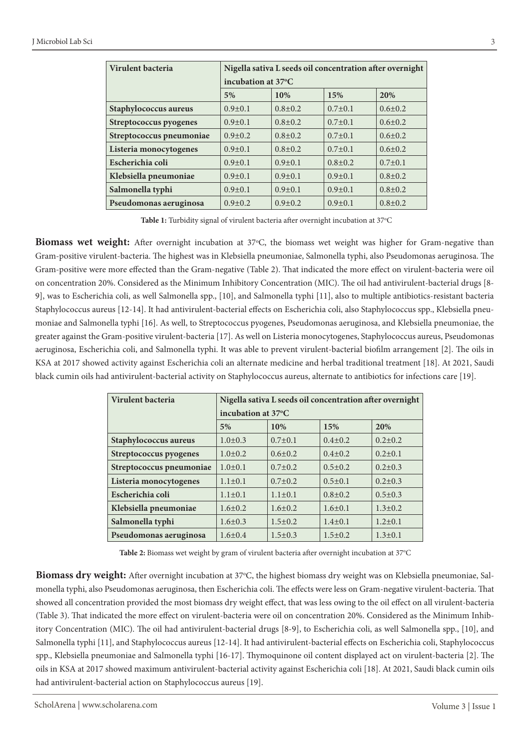| Virulent bacteria | Nigella sativa L seeds oil concentration after overnight incubation at 37ºC | | | |
|---|---|---|---|---|
| | 5% | 10% | 15% | 20% |
| **Staphylococcus aureus** | 0.9±0.1 | 0.8±0.2 | 0.7±0.1 | 0.6±0.2 |
| **Streptococcus pyogenes** | 0.9±0.1 | 0.8±0.2 | 0.7±0.1 | 0.6±0.2 |
| **Streptococcus pneumoniae** | 0.9±0.2 | 0.8±0.2 | 0.7±0.1 | 0.6±0.2 |
| **Listeria monocytogenes** | 0.9±0.1 | 0.8±0.2 | 0.7±0.1 | 0.6±0.2 |
| **Escherichia coli** | 0.9±0.1 | 0.9±0.1 | 0.8±0.2 | 0.7±0.1 |
| **Klebsiella pneumoniae** | 0.9±0.1 | 0.9±0.1 | 0.9±0.1 | 0.8±0.2 |
| **Salmonella typhi** | 0.9±0.1 | 0.9±0.1 | 0.9±0.1 | 0.8±0.2 |
| **Pseudomonas aeruginosa** | 0.9±0.2 | 0.9±0.2 | 0.9±0.1 | 0.8±0.2 |

**Table 1:** Turbidity signal of virulent bacteria after overnight incubation at 37ºC

**Biomass wet weight:** After overnight incubation at 37ºC, the biomass wet weight was higher for Gram-negative than Gram-positive virulent-bacteria. The highest was in Klebsiella pneumoniae, Salmonella typhi, also Pseudomonas aeruginosa. The Gram-positive were more effected than the Gram-negative (Table 2). That indicated the more effect on virulent-bacteria were oil on concentration 20%. Considered as the Minimum Inhibitory Concentration (MIC). The oil had antivirulent-bacterial drugs [8-9], was to Escherichia coli, as well Salmonella spp., [10], and Salmonella typhi [11], also to multiple antibiotics-resistant bacteria Staphylococcus aureus [12-14]. It had antivirulent-bacterial effects on Escherichia coli, also Staphylococcus spp., Klebsiella pneumoniae and Salmonella typhi [16]. As well, to Streptococcus pyogenes, Pseudomonas aeruginosa, and Klebsiella pneumoniae, the greater against the Gram-positive virulent-bacteria [17]. As well on Listeria monocytogenes, Staphylococcus aureus, Pseudomonas aeruginosa, Escherichia coli, and Salmonella typhi. It was able to prevent virulent-bacterial biofilm arrangement [2]. The oils in KSA at 2017 showed activity against Escherichia coli an alternate medicine and herbal traditional treatment [18]. At 2021, Saudi black cumin oils had antivirulent-bacterial activity on Staphylococcus aureus, alternate to antibiotics for infections care [19].

| Virulent bacteria | Nigella sativa L seeds oil concentration after overnight incubation at 37ºC | | | |
|---|---|---|---|---|
| | 5% | 10% | 15% | 20% |
| **Staphylococcus aureus** | 1.0±0.3 | 0.7±0.1 | 0.4±0.2 | 0.2±0.2 |
| **Streptococcus pyogenes** | 1.0±0.2 | 0.6±0.2 | 0.4±0.2 | 0.2±0.1 |
| **Streptococcus pneumoniae** | 1.0±0.1 | 0.7±0.2 | 0.5±0.2 | 0.2±0.3 |
| **Listeria monocytogenes** | 1.1±0.1 | 0.7±0.2 | 0.5±0.1 | 0.2±0.3 |
| **Escherichia coli** | 1.1±0.1 | 1.1±0.1 | 0.8±0.2 | 0.5±0.3 |
| **Klebsiella pneumoniae** | 1.6±0.2 | 1.6±0.2 | 1.6±0.1 | 1.3±0.2 |
| **Salmonella typhi** | 1.6±0.3 | 1.5±0.2 | 1.4±0.1 | 1.2±0.1 |
| **Pseudomonas aeruginosa** | 1.6±0.4 | 1.5±0.3 | 1.5±0.2 | 1.3±0.1 |

**Table 2:** Biomass wet weight by gram of virulent bacteria after overnight incubation at 37ºC

**Biomass dry weight:** After overnight incubation at 37ºC, the highest biomass dry weight was on Klebsiella pneumoniae, Salmonella typhi, also Pseudomonas aeruginosa, then Escherichia coli. The effects were less on Gram-negative virulent-bacteria. That showed all concentration provided the most biomass dry weight effect, that was less owing to the oil effect on all virulent-bacteria (Table 3). That indicated the more effect on virulent-bacteria were oil on concentration 20%. Considered as the Minimum Inhibitory Concentration (MIC). The oil had antivirulent-bacterial drugs [8-9], to Escherichia coli, as well Salmonella spp., [10], and Salmonella typhi [11], and Staphylococcus aureus [12-14]. It had antivirulent-bacterial effects on Escherichia coli, Staphylococcus spp., Klebsiella pneumoniae and Salmonella typhi [16-17]. Thymoquinone oil content displayed act on virulent-bacteria [2]. The oils in KSA at 2017 showed maximum antivirulent-bacterial activity against Escherichia coli [18]. At 2021, Saudi black cumin oils had antivirulent-bacterial action on Staphylococcus aureus [19].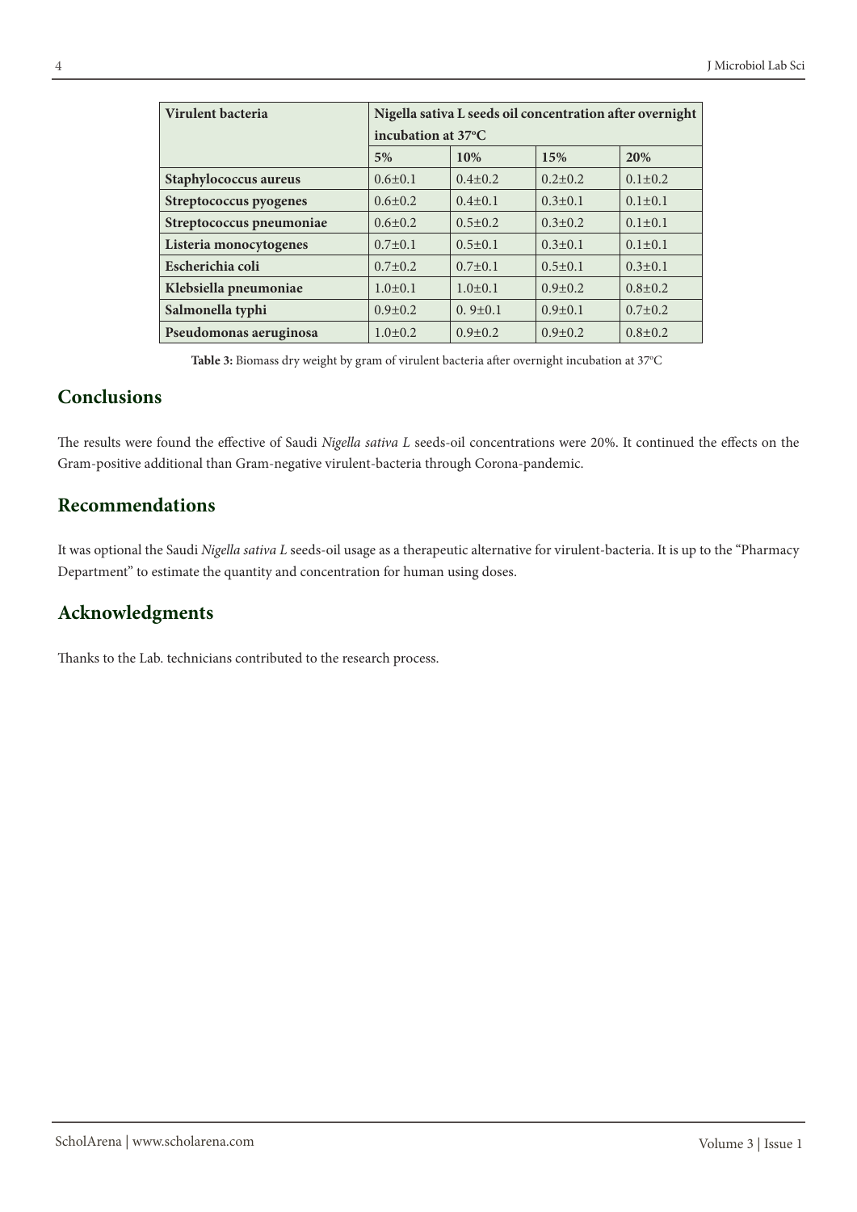| Virulent bacteria | Nigella sativa L seeds oil concentration after overnight incubation at 37ºC | | | |
|---|---|---|---|---|
| | 5% | 10% | 15% | 20% |
| **Staphylococcus aureus** | 0.6±0.1 | 0.4±0.2 | 0.2±0.2 | 0.1±0.2 |
| **Streptococcus pyogenes** | 0.6±0.2 | 0.4±0.1 | 0.3±0.1 | 0.1±0.1 |
| **Streptococcus pneumoniae** | 0.6±0.2 | 0.5±0.2 | 0.3±0.2 | 0.1±0.1 |
| **Listeria monocytogenes** | 0.7±0.1 | 0.5±0.1 | 0.3±0.1 | 0.1±0.1 |
| **Escherichia coli** | 0.7±0.2 | 0.7±0.1 | 0.5±0.1 | 0.3±0.1 |
| **Klebsiella pneumoniae** | 1.0±0.1 | 1.0±0.1 | 0.9±0.2 | 0.8±0.2 |
| **Salmonella typhi** | 0.9±0.2 | 0. 9±0.1 | 0.9±0.1 | 0.7±0.2 |
| **Pseudomonas aeruginosa** | 1.0±0.2 | 0.9±0.2 | 0.9±0.2 | 0.8±0.2 |

**Table 3:** Biomass dry weight by gram of virulent bacteria after overnight incubation at 37ºC

## Conclusions

The results were found the effective of Saudi *Nigella sativa L* seeds-oil concentrations were 20%. It continued the effects on the Gram-positive additional than Gram-negative virulent-bacteria through Corona-pandemic.

## Recommendations

It was optional the Saudi *Nigella sativa L* seeds-oil usage as a therapeutic alternative for virulent-bacteria. It is up to the "Pharmacy Department" to estimate the quantity and concentration for human using doses.

## Acknowledgments

Thanks to the Lab. technicians contributed to the research process.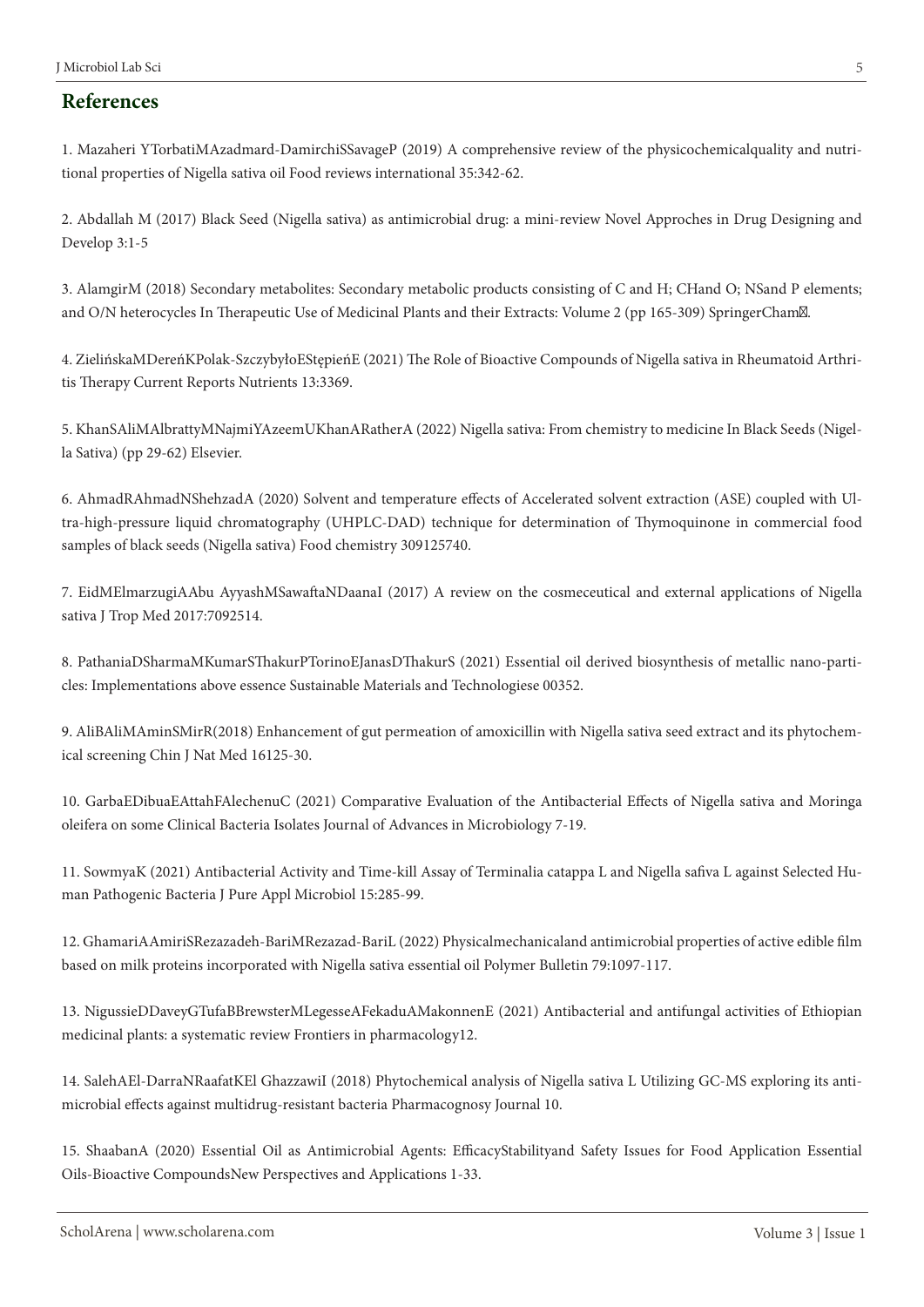## References

1. Mazaheri YTorbatiMAzadmard-DamirchiSSavageP (2019) A comprehensive review of the physicochemicalquality and nutritional properties of Nigella sativa oil Food reviews international 35:342-62.

2. Abdallah M (2017) Black Seed (Nigella sativa) as antimicrobial drug: a mini-review Novel Approches in Drug Designing and Develop 3:1-5

3. AlamgirM (2018) Secondary metabolites: Secondary metabolic products consisting of C and H; CHand O; NSand P elements; and O/N heterocycles In Therapeutic Use of Medicinal Plants and their Extracts: Volume 2 (pp 165-309) SpringerCham.

4. ZielińskaMDereńKPolak-SzczybyłoEStępieńE (2021) The Role of Bioactive Compounds of Nigella sativa in Rheumatoid Arthritis Therapy Current Reports Nutrients 13:3369.

5. KhanSAliMAlbrattyMNajmiYAzeemUKhanARatherA (2022) Nigella sativa: From chemistry to medicine In Black Seeds (Nigella Sativa) (pp 29-62) Elsevier.

6. AhmadRAhmadNShehzadA (2020) Solvent and temperature effects of Accelerated solvent extraction (ASE) coupled with Ultra-high-pressure liquid chromatography (UHPLC-DAD) technique for determination of Thymoquinone in commercial food samples of black seeds (Nigella sativa) Food chemistry 309125740.

7. EidMElmarzugiAAbu AyyashMSawaftaNDaanaI (2017) A review on the cosmeceutical and external applications of Nigella sativa J Trop Med 2017:7092514.

8. PathaniaDSharmaMKumarSThakurPTorinoEJanasDThakurS (2021) Essential oil derived biosynthesis of metallic nano-particles: Implementations above essence Sustainable Materials and Technologiese 00352.

9. AliBAliMAminSMirR(2018) Enhancement of gut permeation of amoxicillin with Nigella sativa seed extract and its phytochemical screening Chin J Nat Med 16125-30.

10. GarbaEDibuaEAttahFAlechenuC (2021) Comparative Evaluation of the Antibacterial Effects of Nigella sativa and Moringa oleifera on some Clinical Bacteria Isolates Journal of Advances in Microbiology 7-19.

11. SowmyaK (2021) Antibacterial Activity and Time-kill Assay of Terminalia catappa L and Nigella safiva L against Selected Human Pathogenic Bacteria J Pure Appl Microbiol 15:285-99.

12. GhamariAAmiriSRezazadeh-BariMRezazad-BariL (2022) Physicalmechanicaland antimicrobial properties of active edible film based on milk proteins incorporated with Nigella sativa essential oil Polymer Bulletin 79:1097-117.

13. NigussieDDaveyGTufaBBrewsterMLegesseAFekaduAMakonnenE (2021) Antibacterial and antifungal activities of Ethiopian medicinal plants: a systematic review Frontiers in pharmacology12.

14. SalehAEl-DarraNRaafatKEl GhazzawiI (2018) Phytochemical analysis of Nigella sativa L Utilizing GC-MS exploring its antimicrobial effects against multidrug-resistant bacteria Pharmacognosy Journal 10.

15. ShaabanA (2020) Essential Oil as Antimicrobial Agents: EfficacyStabilityand Safety Issues for Food Application Essential Oils-Bioactive CompoundsNew Perspectives and Applications 1-33.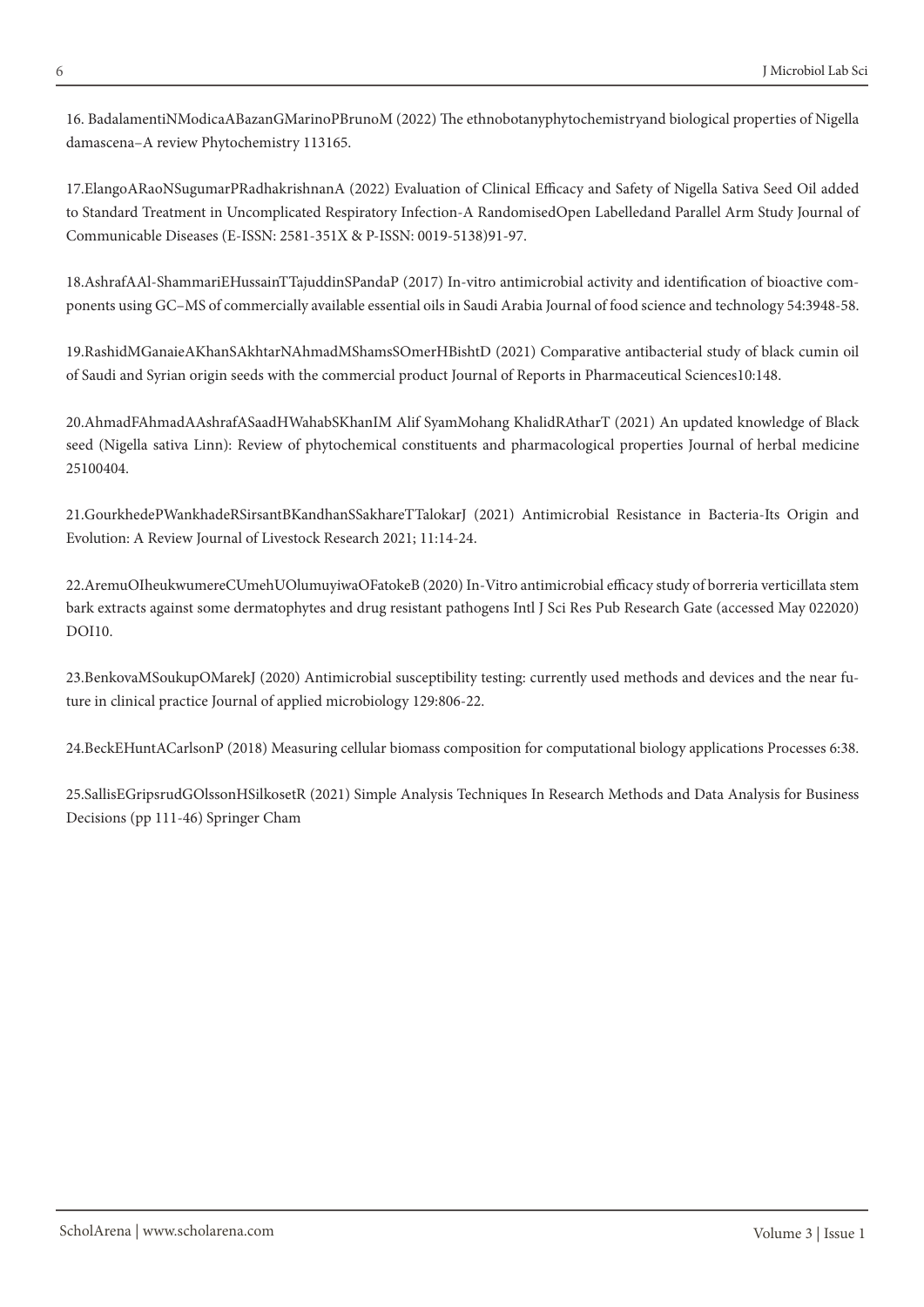16. BadalamentiNModicaABazanGMarinoPBrunoM (2022) The ethnobotanyphytochemistryand biological properties of Nigella damascena–A review Phytochemistry 113165.

17.ElangoARaoNSugumarPRadhakrishnanA (2022) Evaluation of Clinical Efficacy and Safety of Nigella Sativa Seed Oil added to Standard Treatment in Uncomplicated Respiratory Infection-A RandomisedOpen Labelledand Parallel Arm Study Journal of Communicable Diseases (E-ISSN: 2581-351X & P-ISSN: 0019-5138)91-97.

18.AshrafAAl-ShammariEHussainTTajuddinSPandaP (2017) In-vitro antimicrobial activity and identification of bioactive components using GC–MS of commercially available essential oils in Saudi Arabia Journal of food science and technology 54:3948-58.

19.RashidMGanaieAKhanSAkhtarNAhmadMShamsSOmerHBishtD (2021) Comparative antibacterial study of black cumin oil of Saudi and Syrian origin seeds with the commercial product Journal of Reports in Pharmaceutical Sciences10:148.

20.AhmadFAhmadAAshrafASaadHWahabSKhanIM Alif SyamMohang KhalidRAtharT (2021) An updated knowledge of Black seed (Nigella sativa Linn): Review of phytochemical constituents and pharmacological properties Journal of herbal medicine 25100404.

21.GourkhedePWankhadeRSirsantBKandhanSSakhareTTalokarJ (2021) Antimicrobial Resistance in Bacteria-Its Origin and Evolution: A Review Journal of Livestock Research 2021; 11:14-24.

22.AremuOIheukwumereCUmehUOlumuyiwaOFatokeB (2020) In-Vitro antimicrobial efficacy study of borreria verticillata stem bark extracts against some dermatophytes and drug resistant pathogens Intl J Sci Res Pub Research Gate (accessed May 022020) DOI10.

23.BenkovaMSoukupOMarekJ (2020) Antimicrobial susceptibility testing: currently used methods and devices and the near future in clinical practice Journal of applied microbiology 129:806-22.

24.BeckEHuntACarlsonP (2018) Measuring cellular biomass composition for computational biology applications Processes 6:38.

25.SallisEGripsrudGOlssonHSilkosetR (2021) Simple Analysis Techniques In Research Methods and Data Analysis for Business Decisions (pp 111-46) Springer Cham